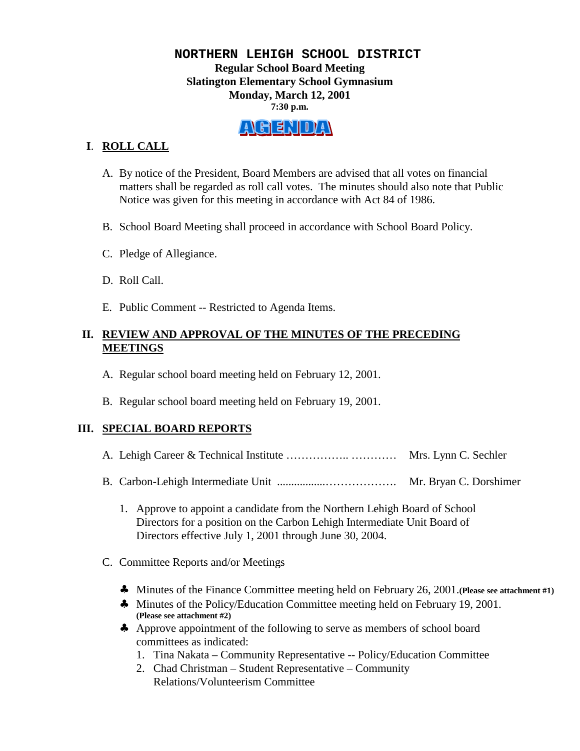# NORTHERN LEHIGH SCHOOL DISTRICT

**Regular School Board Meeting**
**Slatington Elementary School Gymnasium**
**Monday, March 12, 2001**
**7:30 p.m.**

**AGENDA**

## I. ROLL CALL

A. By notice of the President, Board Members are advised that all votes on financial matters shall be regarded as roll call votes. The minutes should also note that Public Notice was given for this meeting in accordance with Act 84 of 1986.

B. School Board Meeting shall proceed in accordance with School Board Policy.

C. Pledge of Allegiance.

D. Roll Call.

E. Public Comment -- Restricted to Agenda Items.

## II. REVIEW AND APPROVAL OF THE MINUTES OF THE PRECEDING MEETINGS

A. Regular school board meeting held on February 12, 2001.

B. Regular school board meeting held on February 19, 2001.

## III. SPECIAL BOARD REPORTS

A. Lehigh Career & Technical Institute …………….. ………… Mrs. Lynn C. Sechler

B. Carbon-Lehigh Intermediate Unit ................………………. Mr. Bryan C. Dorshimer

1. Approve to appoint a candidate from the Northern Lehigh Board of School Directors for a position on the Carbon Lehigh Intermediate Unit Board of Directors effective July 1, 2001 through June 30, 2004.

C. Committee Reports and/or Meetings

- ♣ Minutes of the Finance Committee meeting held on February 26, 2001. **(Please see attachment #1)**
- ♣ Minutes of the Policy/Education Committee meeting held on February 19, 2001. **(Please see attachment #2)**
- ♣ Approve appointment of the following to serve as members of school board committees as indicated:
  1. Tina Nakata – Community Representative -- Policy/Education Committee
  2. Chad Christman – Student Representative – Community Relations/Volunteerism Committee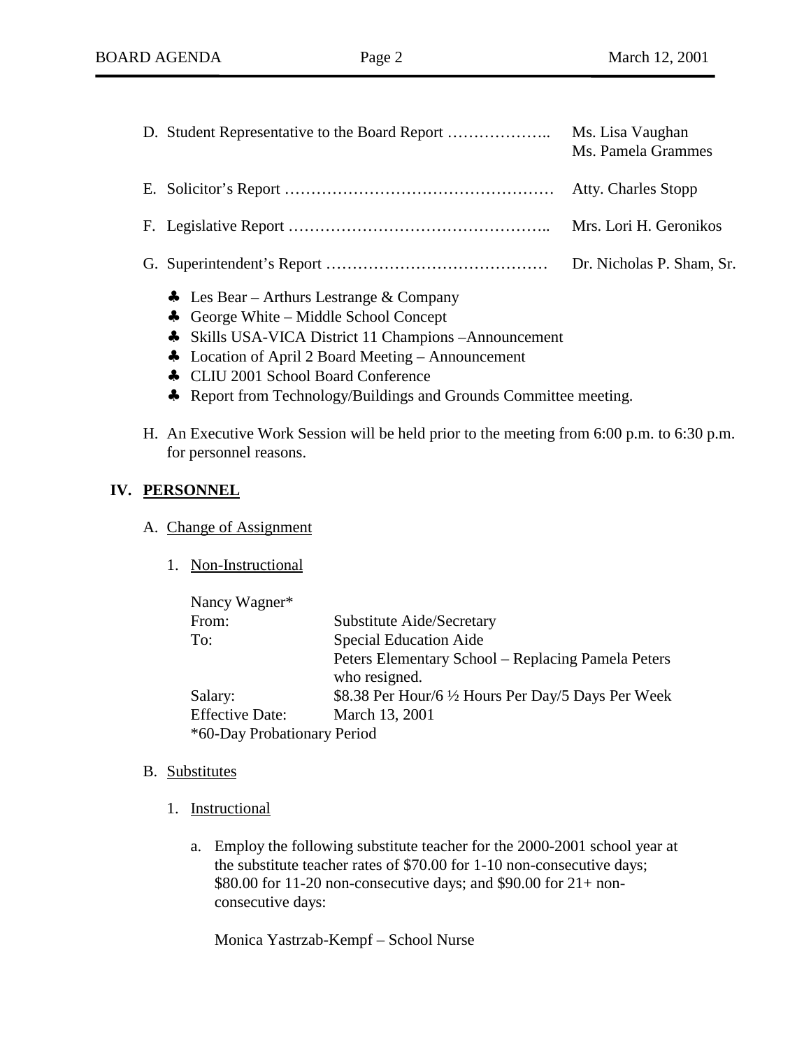D. Student Representative to the Board Report ……………….. Ms. Lisa Vaughan
Ms. Pamela Grammes

E. Solicitor's Report …………………………………………… Atty. Charles Stopp

F. Legislative Report ………………………………………….. Mrs. Lori H. Geronikos

G. Superintendent's Report …………………………………… Dr. Nicholas P. Sham, Sr.

- ♣ Les Bear – Arthurs Lestrange & Company
- ♣ George White – Middle School Concept
- ♣ Skills USA-VICA District 11 Champions –Announcement
- ♣ Location of April 2 Board Meeting – Announcement
- ♣ CLIU 2001 School Board Conference
- ♣ Report from Technology/Buildings and Grounds Committee meeting.

H. An Executive Work Session will be held prior to the meeting from 6:00 p.m. to 6:30 p.m. for personnel reasons.

## IV. PERSONNEL

A. Change of Assignment

1. Non-Instructional

Nancy Wagner*

| | |
|---|---|
| From: | Substitute Aide/Secretary |
| To: | Special Education Aide<br>Peters Elementary School – Replacing Pamela Peters who resigned. |
| Salary: | \$8.38 Per Hour/6 ½ Hours Per Day/5 Days Per Week |
| Effective Date: | March 13, 2001 |

*60-Day Probationary Period

B. Substitutes

1. Instructional

a. Employ the following substitute teacher for the 2000-2001 school year at the substitute teacher rates of \$70.00 for 1-10 non-consecutive days; \$80.00 for 11-20 non-consecutive days; and \$90.00 for 21+ non-consecutive days:

Monica Yastrzab-Kempf – School Nurse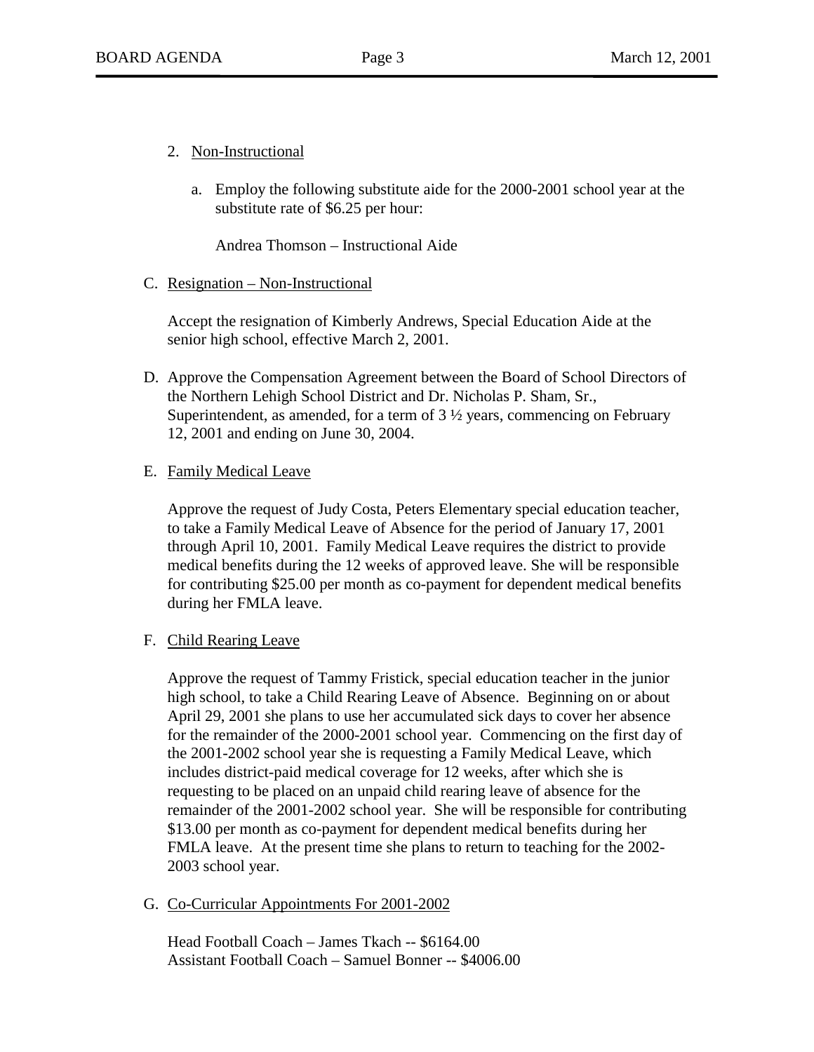2. Non-Instructional

   a. Employ the following substitute aide for the 2000-2001 school year at the substitute rate of $6.25 per hour:

      Andrea Thomson – Instructional Aide

C. Resignation – Non-Instructional

   Accept the resignation of Kimberly Andrews, Special Education Aide at the senior high school, effective March 2, 2001.

D. Approve the Compensation Agreement between the Board of School Directors of the Northern Lehigh School District and Dr. Nicholas P. Sham, Sr., Superintendent, as amended, for a term of 3 ½ years, commencing on February 12, 2001 and ending on June 30, 2004.

E. Family Medical Leave

   Approve the request of Judy Costa, Peters Elementary special education teacher, to take a Family Medical Leave of Absence for the period of January 17, 2001 through April 10, 2001. Family Medical Leave requires the district to provide medical benefits during the 12 weeks of approved leave. She will be responsible for contributing $25.00 per month as co-payment for dependent medical benefits during her FMLA leave.

F. Child Rearing Leave

   Approve the request of Tammy Fristick, special education teacher in the junior high school, to take a Child Rearing Leave of Absence. Beginning on or about April 29, 2001 she plans to use her accumulated sick days to cover her absence for the remainder of the 2000-2001 school year. Commencing on the first day of the 2001-2002 school year she is requesting a Family Medical Leave, which includes district-paid medical coverage for 12 weeks, after which she is requesting to be placed on an unpaid child rearing leave of absence for the remainder of the 2001-2002 school year. She will be responsible for contributing $13.00 per month as co-payment for dependent medical benefits during her FMLA leave. At the present time she plans to return to teaching for the 2002-2003 school year.

G. Co-Curricular Appointments For 2001-2002

   Head Football Coach – James Tkach -- $6164.00
   Assistant Football Coach – Samuel Bonner -- $4006.00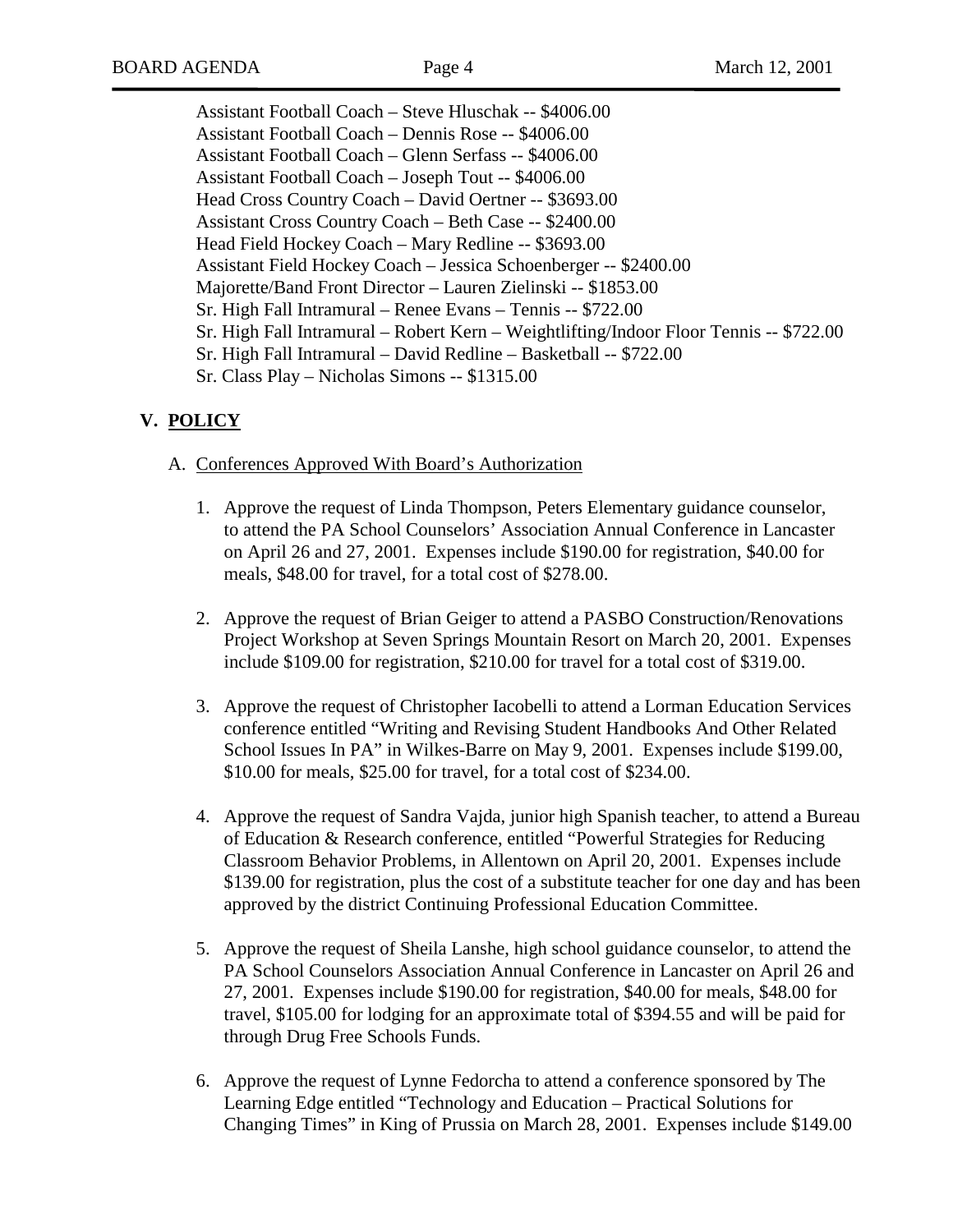Assistant Football Coach – Steve Hluschak -- $4006.00
Assistant Football Coach – Dennis Rose -- $4006.00
Assistant Football Coach – Glenn Serfass -- $4006.00
Assistant Football Coach – Joseph Tout -- $4006.00
Head Cross Country Coach – David Oertner -- $3693.00
Assistant Cross Country Coach – Beth Case -- $2400.00
Head Field Hockey Coach – Mary Redline -- $3693.00
Assistant Field Hockey Coach – Jessica Schoenberger -- $2400.00
Majorette/Band Front Director – Lauren Zielinski -- $1853.00
Sr. High Fall Intramural – Renee Evans – Tennis -- $722.00
Sr. High Fall Intramural – Robert Kern – Weightlifting/Indoor Floor Tennis -- $722.00
Sr. High Fall Intramural – David Redline – Basketball -- $722.00
Sr. Class Play – Nicholas Simons -- $1315.00

## V. POLICY

A. Conferences Approved With Board's Authorization

1. Approve the request of Linda Thompson, Peters Elementary guidance counselor, to attend the PA School Counselors' Association Annual Conference in Lancaster on April 26 and 27, 2001. Expenses include $190.00 for registration, $40.00 for meals, $48.00 for travel, for a total cost of $278.00.

2. Approve the request of Brian Geiger to attend a PASBO Construction/Renovations Project Workshop at Seven Springs Mountain Resort on March 20, 2001. Expenses include $109.00 for registration, $210.00 for travel for a total cost of $319.00.

3. Approve the request of Christopher Iacobelli to attend a Lorman Education Services conference entitled "Writing and Revising Student Handbooks And Other Related School Issues In PA" in Wilkes-Barre on May 9, 2001. Expenses include $199.00, $10.00 for meals, $25.00 for travel, for a total cost of $234.00.

4. Approve the request of Sandra Vajda, junior high Spanish teacher, to attend a Bureau of Education & Research conference, entitled "Powerful Strategies for Reducing Classroom Behavior Problems, in Allentown on April 20, 2001. Expenses include $139.00 for registration, plus the cost of a substitute teacher for one day and has been approved by the district Continuing Professional Education Committee.

5. Approve the request of Sheila Lanshe, high school guidance counselor, to attend the PA School Counselors Association Annual Conference in Lancaster on April 26 and 27, 2001. Expenses include $190.00 for registration, $40.00 for meals, $48.00 for travel, $105.00 for lodging for an approximate total of $394.55 and will be paid for through Drug Free Schools Funds.

6. Approve the request of Lynne Fedorcha to attend a conference sponsored by The Learning Edge entitled "Technology and Education – Practical Solutions for Changing Times" in King of Prussia on March 28, 2001. Expenses include $149.00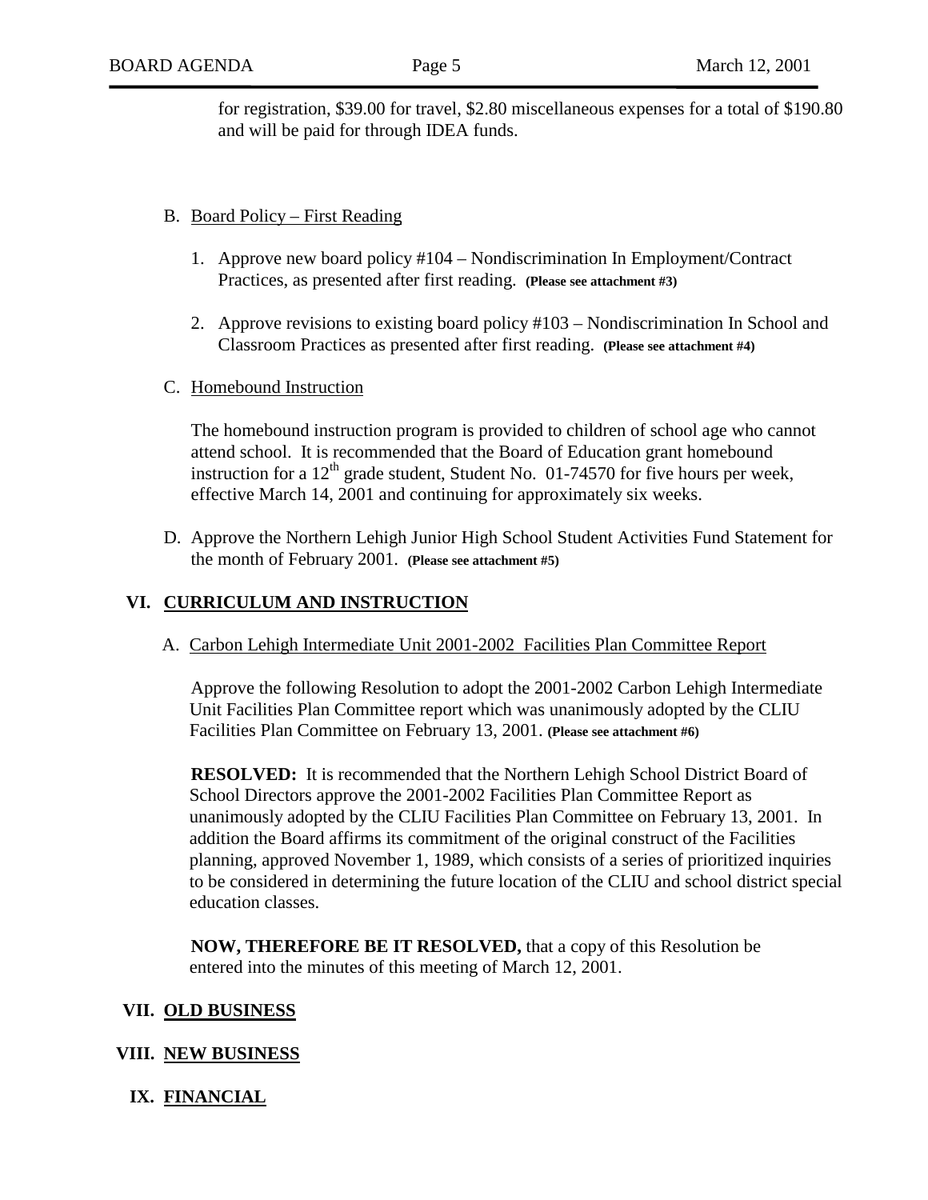for registration, \$39.00 for travel, \$2.80 miscellaneous expenses for a total of \$190.80 and will be paid for through IDEA funds.

B. Board Policy – First Reading

1. Approve new board policy #104 – Nondiscrimination In Employment/Contract Practices, as presented after first reading. **(Please see attachment #3)**

2. Approve revisions to existing board policy #103 – Nondiscrimination In School and Classroom Practices as presented after first reading. **(Please see attachment #4)**

C. Homebound Instruction

The homebound instruction program is provided to children of school age who cannot attend school. It is recommended that the Board of Education grant homebound instruction for a 12th grade student, Student No. 01-74570 for five hours per week, effective March 14, 2001 and continuing for approximately six weeks.

D. Approve the Northern Lehigh Junior High School Student Activities Fund Statement for the month of February 2001. **(Please see attachment #5)**

## VI. CURRICULUM AND INSTRUCTION

A. Carbon Lehigh Intermediate Unit 2001-2002 Facilities Plan Committee Report

Approve the following Resolution to adopt the 2001-2002 Carbon Lehigh Intermediate Unit Facilities Plan Committee report which was unanimously adopted by the CLIU Facilities Plan Committee on February 13, 2001. **(Please see attachment #6)**

**RESOLVED:** It is recommended that the Northern Lehigh School District Board of School Directors approve the 2001-2002 Facilities Plan Committee Report as unanimously adopted by the CLIU Facilities Plan Committee on February 13, 2001. In addition the Board affirms its commitment of the original construct of the Facilities planning, approved November 1, 1989, which consists of a series of prioritized inquiries to be considered in determining the future location of the CLIU and school district special education classes.

**NOW, THEREFORE BE IT RESOLVED,** that a copy of this Resolution be entered into the minutes of this meeting of March 12, 2001.

## VII. OLD BUSINESS

## VIII. NEW BUSINESS

## IX. FINANCIAL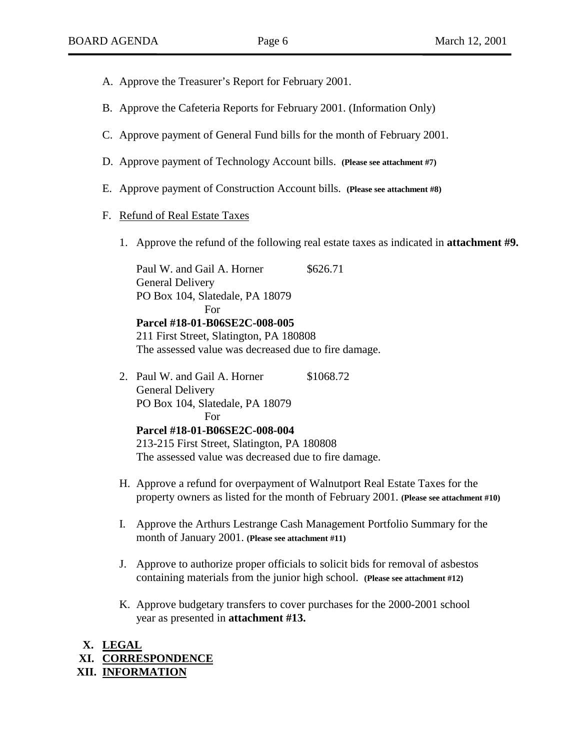A. Approve the Treasurer's Report for February 2001.

B. Approve the Cafeteria Reports for February 2001. (Information Only)

C. Approve payment of General Fund bills for the month of February 2001.

D. Approve payment of Technology Account bills. **(Please see attachment #7)**

E. Approve payment of Construction Account bills. **(Please see attachment #8)**

F. Refund of Real Estate Taxes

1. Approve the refund of the following real estate taxes as indicated in **attachment #9.**

   Paul W. and Gail A. Horner $626.71
   General Delivery
   PO Box 104, Slatedale, PA 18079
   For
   **Parcel #18-01-B06SE2C-008-005**
   211 First Street, Slatington, PA 180808
   The assessed value was decreased due to fire damage.

2. Paul W. and Gail A. Horner $1068.72
   General Delivery
   PO Box 104, Slatedale, PA 18079
   For
   **Parcel #18-01-B06SE2C-008-004**
   213-215 First Street, Slatington, PA 180808
   The assessed value was decreased due to fire damage.

H. Approve a refund for overpayment of Walnutport Real Estate Taxes for the property owners as listed for the month of February 2001. **(Please see attachment #10)**

I. Approve the Arthurs Lestrange Cash Management Portfolio Summary for the month of January 2001. **(Please see attachment #11)**

J. Approve to authorize proper officials to solicit bids for removal of asbestos containing materials from the junior high school. **(Please see attachment #12)**

K. Approve budgetary transfers to cover purchases for the 2000-2001 school year as presented in **attachment #13.**

## X. LEGAL

## XI. CORRESPONDENCE

## XII. INFORMATION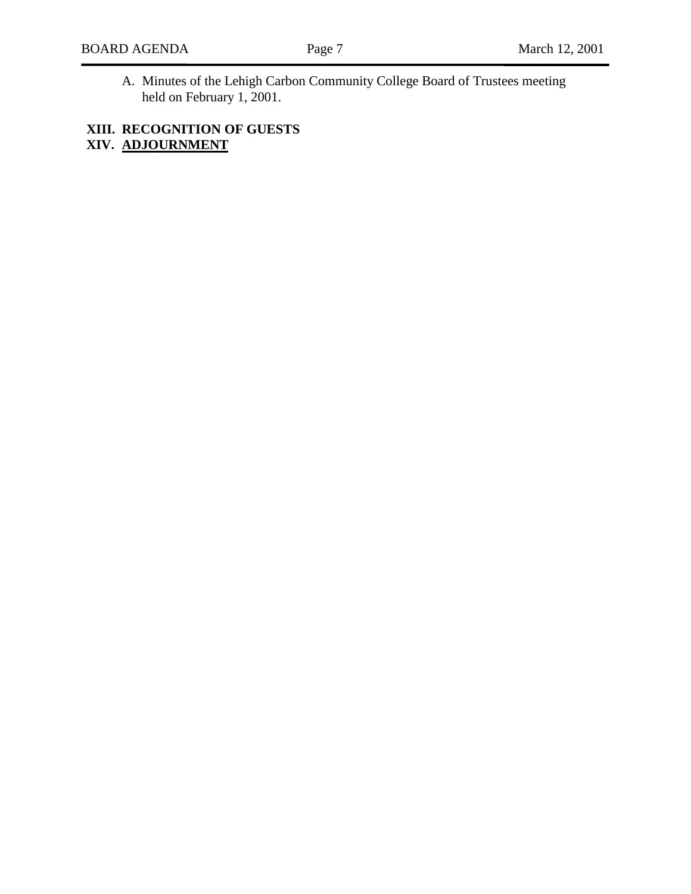A. Minutes of the Lehigh Carbon Community College Board of Trustees meeting held on February 1, 2001.

**XIII. RECOGNITION OF GUESTS**

**XIV. <u>ADJOURNMENT</u>**